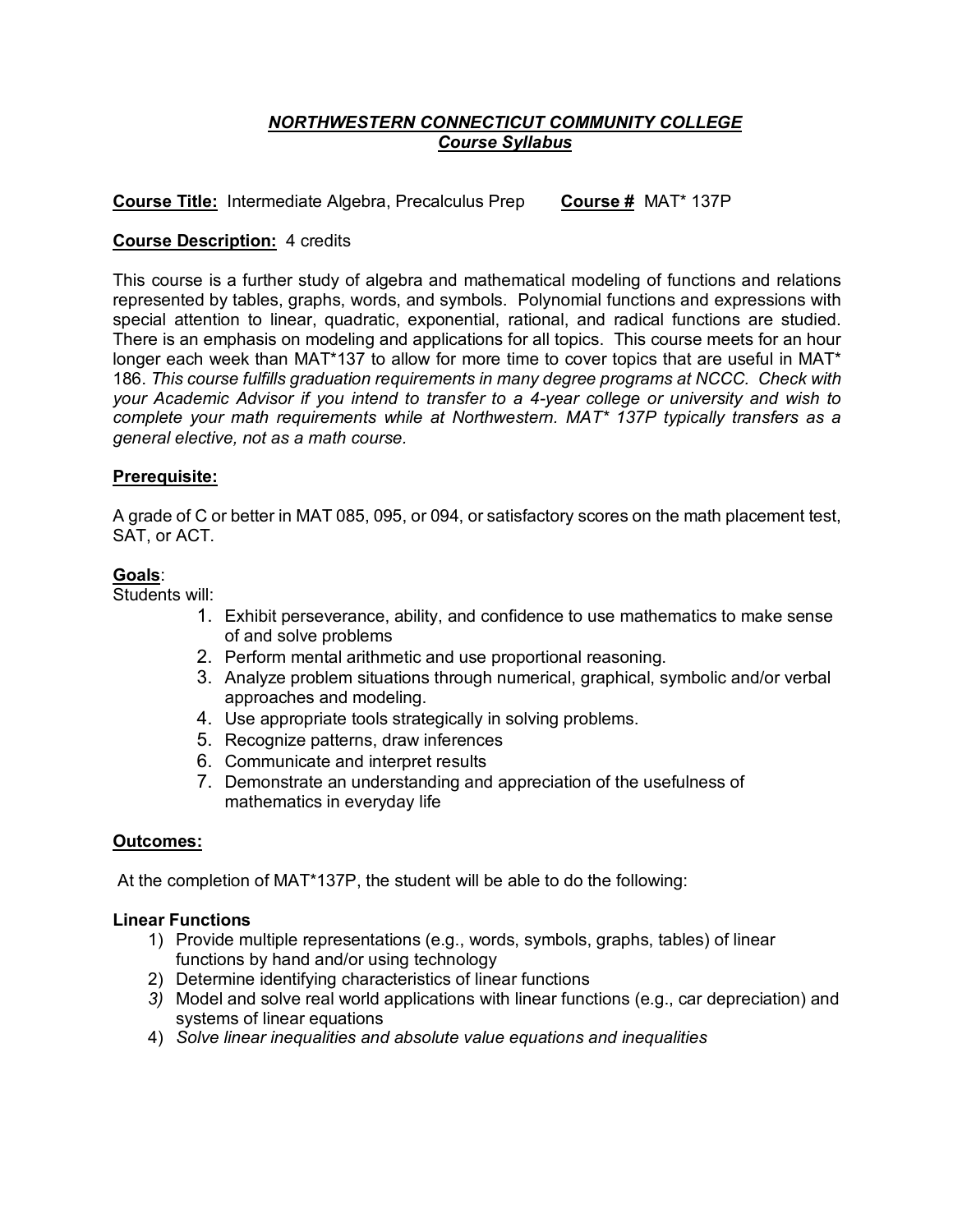# *NORTHWESTERN CONNECTICUT COMMUNITY COLLEGE*
## *Course Syllabus*

**Course Title:** Intermediate Algebra, Precalculus Prep **Course #** MAT* 137P

**Course Description:** 4 credits

This course is a further study of algebra and mathematical modeling of functions and relations represented by tables, graphs, words, and symbols. Polynomial functions and expressions with special attention to linear, quadratic, exponential, rational, and radical functions are studied. There is an emphasis on modeling and applications for all topics. This course meets for an hour longer each week than MAT*137 to allow for more time to cover topics that are useful in MAT* 186. *This course fulfills graduation requirements in many degree programs at NCCC. Check with your Academic Advisor if you intend to transfer to a 4-year college or university and wish to complete your math requirements while at Northwestern. MAT* 137P typically transfers as a general elective, not as a math course.*

**Prerequisite:**

A grade of C or better in MAT 085, 095, or 094, or satisfactory scores on the math placement test, SAT, or ACT.

**Goals**:
Students will:

1. Exhibit perseverance, ability, and confidence to use mathematics to make sense of and solve problems
2. Perform mental arithmetic and use proportional reasoning.
3. Analyze problem situations through numerical, graphical, symbolic and/or verbal approaches and modeling.
4. Use appropriate tools strategically in solving problems.
5. Recognize patterns, draw inferences
6. Communicate and interpret results
7. Demonstrate an understanding and appreciation of the usefulness of mathematics in everyday life

**Outcomes:**

At the completion of MAT*137P, the student will be able to do the following:

**Linear Functions**

1) Provide multiple representations (e.g., words, symbols, graphs, tables) of linear functions by hand and/or using technology
2) Determine identifying characteristics of linear functions
3) Model and solve real world applications with linear functions (e.g., car depreciation) and systems of linear equations
4) *Solve linear inequalities and absolute value equations and inequalities*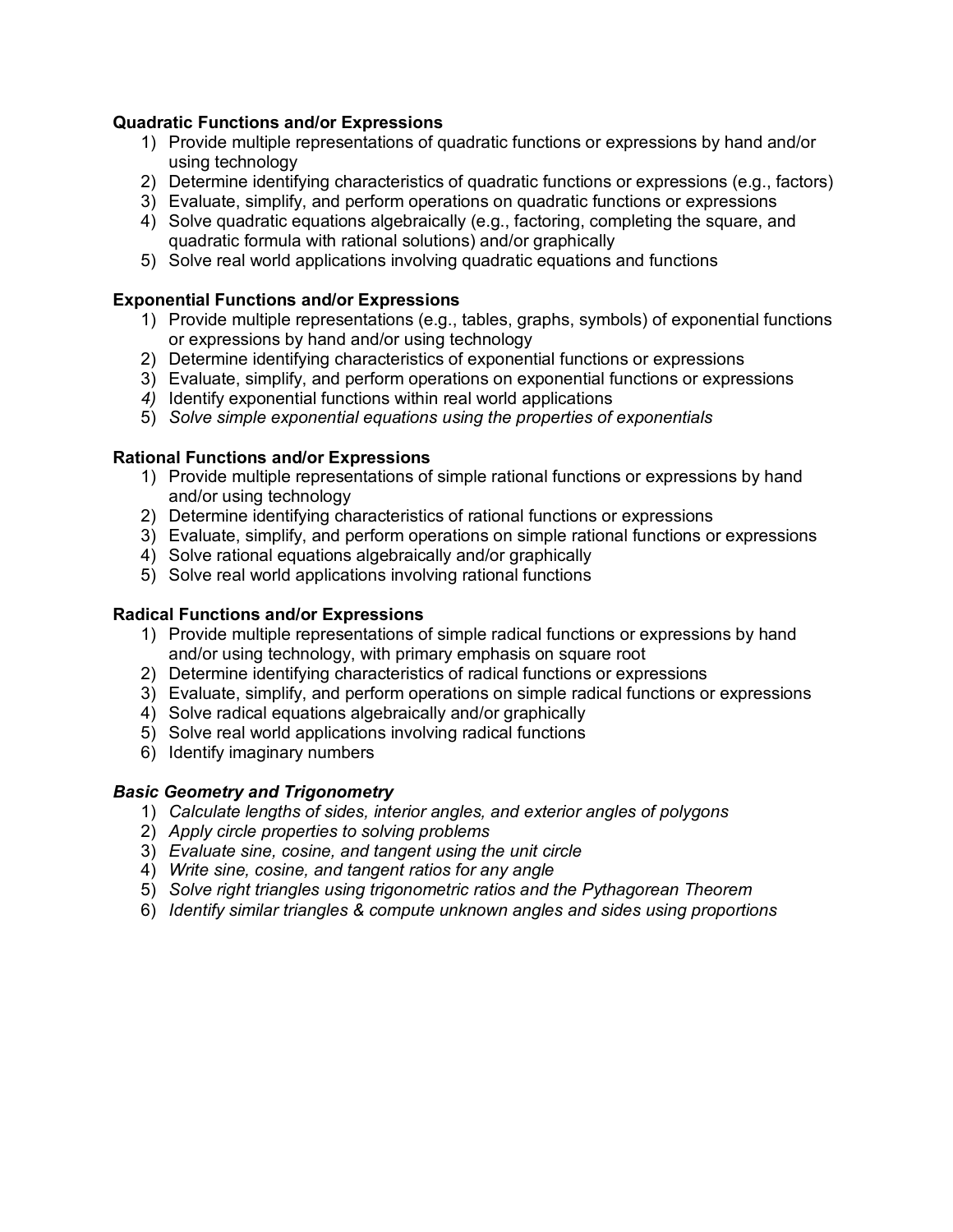**Quadratic Functions and/or Expressions**

1) Provide multiple representations of quadratic functions or expressions by hand and/or using technology
2) Determine identifying characteristics of quadratic functions or expressions (e.g., factors)
3) Evaluate, simplify, and perform operations on quadratic functions or expressions
4) Solve quadratic equations algebraically (e.g., factoring, completing the square, and quadratic formula with rational solutions) and/or graphically
5) Solve real world applications involving quadratic equations and functions

**Exponential Functions and/or Expressions**

1) Provide multiple representations (e.g., tables, graphs, symbols) of exponential functions or expressions by hand and/or using technology
2) Determine identifying characteristics of exponential functions or expressions
3) Evaluate, simplify, and perform operations on exponential functions or expressions
4) Identify exponential functions within real world applications
5) *Solve simple exponential equations using the properties of exponentials*

**Rational Functions and/or Expressions**

1) Provide multiple representations of simple rational functions or expressions by hand and/or using technology
2) Determine identifying characteristics of rational functions or expressions
3) Evaluate, simplify, and perform operations on simple rational functions or expressions
4) Solve rational equations algebraically and/or graphically
5) Solve real world applications involving rational functions

**Radical Functions and/or Expressions**

1) Provide multiple representations of simple radical functions or expressions by hand and/or using technology, with primary emphasis on square root
2) Determine identifying characteristics of radical functions or expressions
3) Evaluate, simplify, and perform operations on simple radical functions or expressions
4) Solve radical equations algebraically and/or graphically
5) Solve real world applications involving radical functions
6) Identify imaginary numbers

***Basic Geometry and Trigonometry***

1) *Calculate lengths of sides, interior angles, and exterior angles of polygons*
2) *Apply circle properties to solving problems*
3) *Evaluate sine, cosine, and tangent using the unit circle*
4) *Write sine, cosine, and tangent ratios for any angle*
5) *Solve right triangles using trigonometric ratios and the Pythagorean Theorem*
6) *Identify similar triangles & compute unknown angles and sides using proportions*